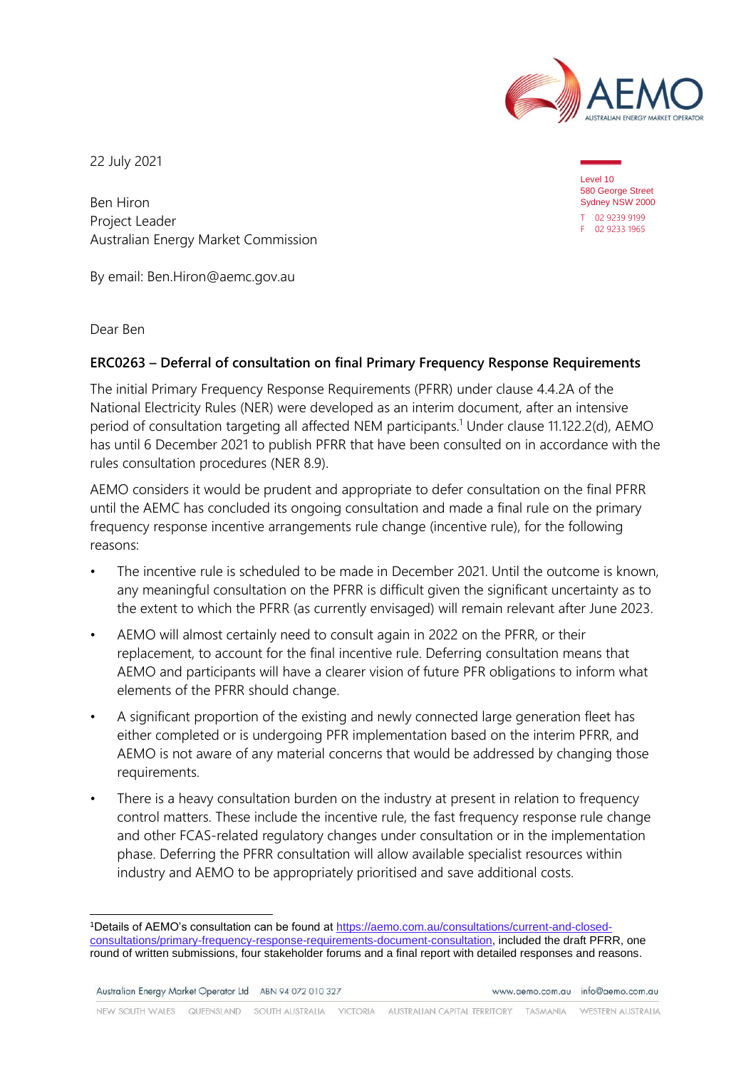22 July 2021

Level 10
580 George Street
Sydney NSW 2000
T 02 9239 9199
F 02 9233 1965

Ben Hiron
Project Leader
Australian Energy Market Commission

By email: Ben.Hiron@aemc.gov.au

Dear Ben

**ERC0263 – Deferral of consultation on final Primary Frequency Response Requirements**

The initial Primary Frequency Response Requirements (PFRR) under clause 4.4.2A of the National Electricity Rules (NER) were developed as an interim document, after an intensive period of consultation targeting all affected NEM participants.[1] Under clause 11.122.2(d), AEMO has until 6 December 2021 to publish PFRR that have been consulted on in accordance with the rules consultation procedures (NER 8.9).

AEMO considers it would be prudent and appropriate to defer consultation on the final PFRR until the AEMC has concluded its ongoing consultation and made a final rule on the primary frequency response incentive arrangements rule change (incentive rule), for the following reasons:

- The incentive rule is scheduled to be made in December 2021. Until the outcome is known, any meaningful consultation on the PFRR is difficult given the significant uncertainty as to the extent to which the PFRR (as currently envisaged) will remain relevant after June 2023.
- AEMO will almost certainly need to consult again in 2022 on the PFRR, or their replacement, to account for the final incentive rule. Deferring consultation means that AEMO and participants will have a clearer vision of future PFR obligations to inform what elements of the PFRR should change.
- A significant proportion of the existing and newly connected large generation fleet has either completed or is undergoing PFR implementation based on the interim PFRR, and AEMO is not aware of any material concerns that would be addressed by changing those requirements.
- There is a heavy consultation burden on the industry at present in relation to frequency control matters. These include the incentive rule, the fast frequency response rule change and other FCAS-related regulatory changes under consultation or in the implementation phase. Deferring the PFRR consultation will allow available specialist resources within industry and AEMO to be appropriately prioritised and save additional costs.

[1] Details of AEMO's consultation can be found at https://aemo.com.au/consultations/current-and-closed-consultations/primary-frequency-response-requirements-document-consultation, included the draft PFRR, one round of written submissions, four stakeholder forums and a final report with detailed responses and reasons.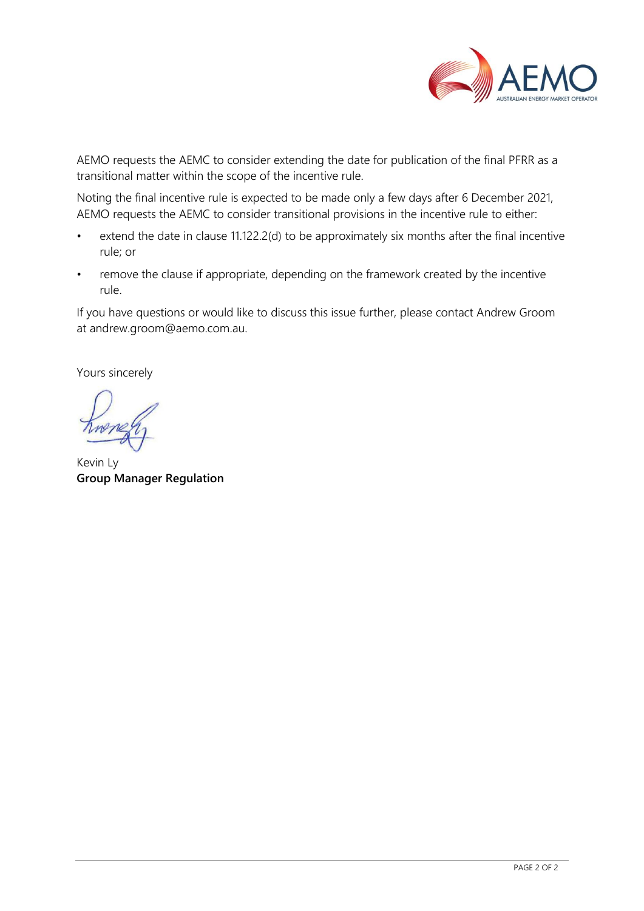AEMO requests the AEMC to consider extending the date for publication of the final PFRR as a transitional matter within the scope of the incentive rule.

Noting the final incentive rule is expected to be made only a few days after 6 December 2021, AEMO requests the AEMC to consider transitional provisions in the incentive rule to either:

- extend the date in clause 11.122.2(d) to be approximately six months after the final incentive rule; or
- remove the clause if appropriate, depending on the framework created by the incentive rule.

If you have questions or would like to discuss this issue further, please contact Andrew Groom at andrew.groom@aemo.com.au.

Yours sincerely

Kevin Ly
**Group Manager Regulation**